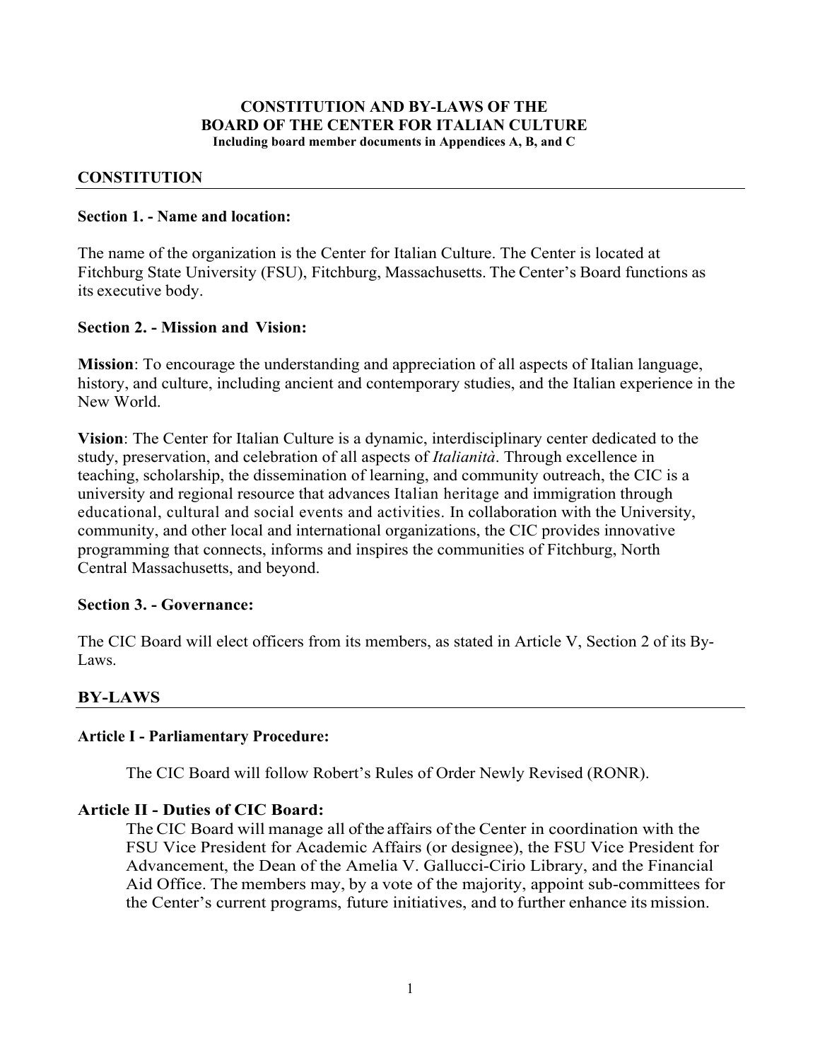# CONSTITUTION AND BY-LAWS OF THE BOARD OF THE CENTER FOR ITALIAN CULTURE

**Including board member documents in Appendices A, B, and C**

## CONSTITUTION

### Section 1. - Name and location:

The name of the organization is the Center for Italian Culture. The Center is located at Fitchburg State University (FSU), Fitchburg, Massachusetts. The Center's Board functions as its executive body.

### Section 2. - Mission and Vision:

**Mission**: To encourage the understanding and appreciation of all aspects of Italian language, history, and culture, including ancient and contemporary studies, and the Italian experience in the New World.

**Vision**: The Center for Italian Culture is a dynamic, interdisciplinary center dedicated to the study, preservation, and celebration of all aspects of *Italianità*. Through excellence in teaching, scholarship, the dissemination of learning, and community outreach, the CIC is a university and regional resource that advances Italian heritage and immigration through educational, cultural and social events and activities. In collaboration with the University, community, and other local and international organizations, the CIC provides innovative programming that connects, informs and inspires the communities of Fitchburg, North Central Massachusetts, and beyond.

### Section 3. - Governance:

The CIC Board will elect officers from its members, as stated in Article V, Section 2 of its By-Laws.

## BY-LAWS

### Article I - Parliamentary Procedure:

The CIC Board will follow Robert's Rules of Order Newly Revised (RONR).

### Article II - Duties of CIC Board:

The CIC Board will manage all of the affairs of the Center in coordination with the FSU Vice President for Academic Affairs (or designee), the FSU Vice President for Advancement, the Dean of the Amelia V. Gallucci-Cirio Library, and the Financial Aid Office. The members may, by a vote of the majority, appoint sub-committees for the Center's current programs, future initiatives, and to further enhance its mission.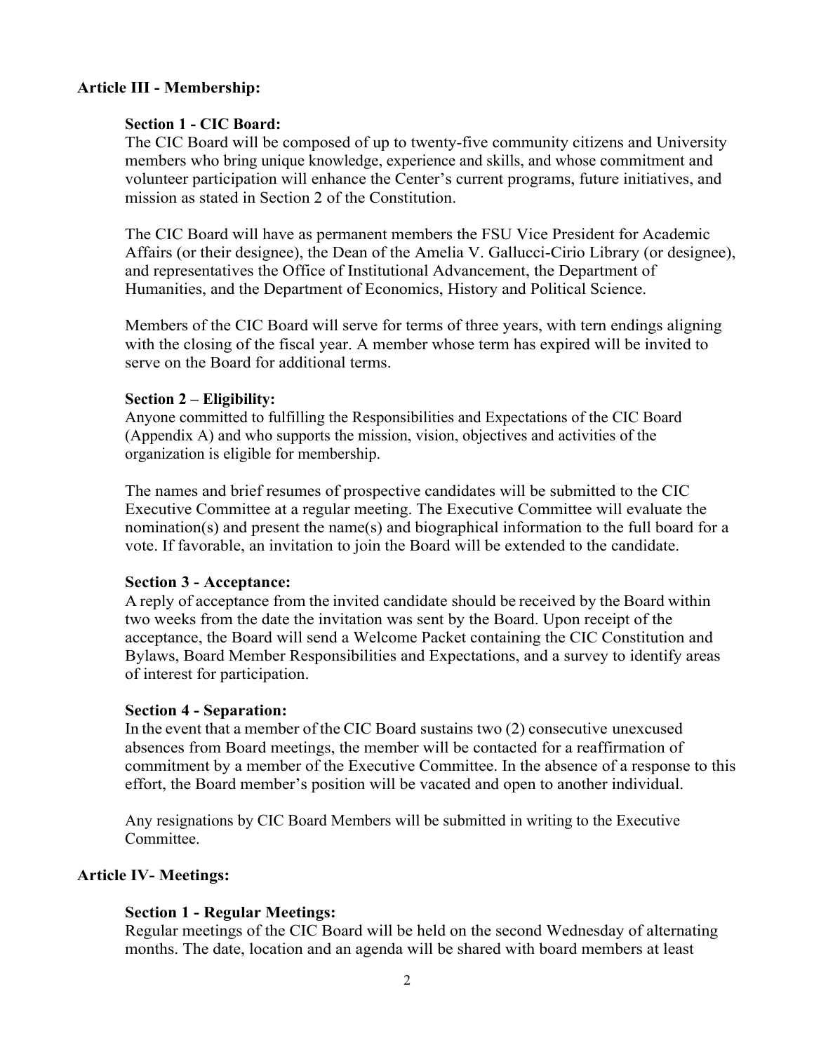## Article III - Membership:

### Section 1 - CIC Board:

The CIC Board will be composed of up to twenty-five community citizens and University members who bring unique knowledge, experience and skills, and whose commitment and volunteer participation will enhance the Center's current programs, future initiatives, and mission as stated in Section 2 of the Constitution.

The CIC Board will have as permanent members the FSU Vice President for Academic Affairs (or their designee), the Dean of the Amelia V. Gallucci-Cirio Library (or designee), and representatives the Office of Institutional Advancement, the Department of Humanities, and the Department of Economics, History and Political Science.

Members of the CIC Board will serve for terms of three years, with tern endings aligning with the closing of the fiscal year. A member whose term has expired will be invited to serve on the Board for additional terms.

### Section 2 – Eligibility:

Anyone committed to fulfilling the Responsibilities and Expectations of the CIC Board (Appendix A) and who supports the mission, vision, objectives and activities of the organization is eligible for membership.

The names and brief resumes of prospective candidates will be submitted to the CIC Executive Committee at a regular meeting. The Executive Committee will evaluate the nomination(s) and present the name(s) and biographical information to the full board for a vote. If favorable, an invitation to join the Board will be extended to the candidate.

### Section 3 - Acceptance:

A reply of acceptance from the invited candidate should be received by the Board within two weeks from the date the invitation was sent by the Board. Upon receipt of the acceptance, the Board will send a Welcome Packet containing the CIC Constitution and Bylaws, Board Member Responsibilities and Expectations, and a survey to identify areas of interest for participation.

### Section 4 - Separation:

In the event that a member of the CIC Board sustains two (2) consecutive unexcused absences from Board meetings, the member will be contacted for a reaffirmation of commitment by a member of the Executive Committee. In the absence of a response to this effort, the Board member's position will be vacated and open to another individual.

Any resignations by CIC Board Members will be submitted in writing to the Executive Committee.

## Article IV- Meetings:

### Section 1 - Regular Meetings:

Regular meetings of the CIC Board will be held on the second Wednesday of alternating months. The date, location and an agenda will be shared with board members at least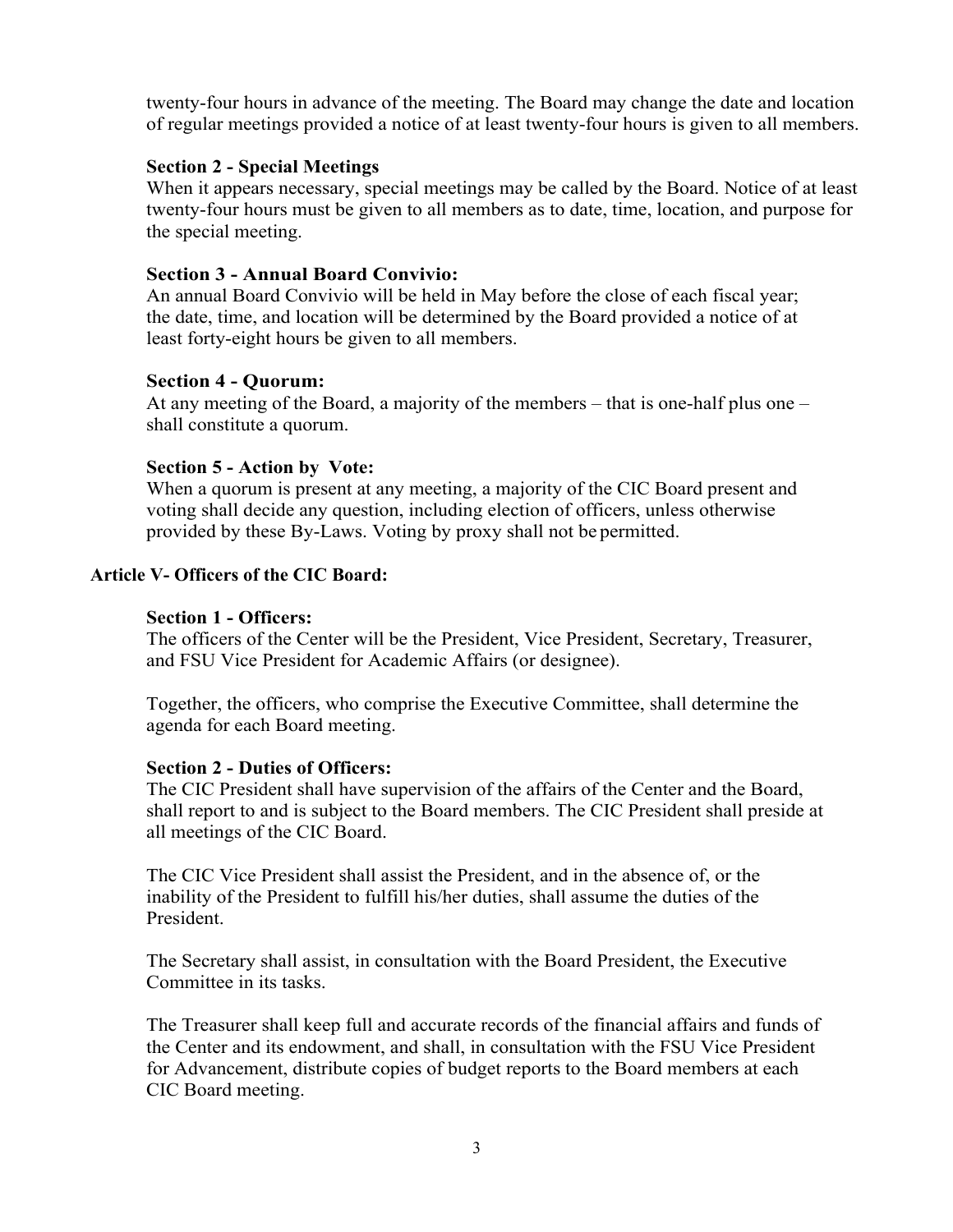twenty-four hours in advance of the meeting. The Board may change the date and location of regular meetings provided a notice of at least twenty-four hours is given to all members.

**Section 2 - Special Meetings**

When it appears necessary, special meetings may be called by the Board. Notice of at least twenty-four hours must be given to all members as to date, time, location, and purpose for the special meeting.

**Section 3 - Annual Board Convivio:**

An annual Board Convivio will be held in May before the close of each fiscal year; the date, time, and location will be determined by the Board provided a notice of at least forty-eight hours be given to all members.

**Section 4 - Quorum:**

At any meeting of the Board, a majority of the members – that is one-half plus one – shall constitute a quorum.

**Section 5 - Action by Vote:**

When a quorum is present at any meeting, a majority of the CIC Board present and voting shall decide any question, including election of officers, unless otherwise provided by these By-Laws. Voting by proxy shall not be permitted.

## Article V- Officers of the CIC Board:

**Section 1 - Officers:**

The officers of the Center will be the President, Vice President, Secretary, Treasurer, and FSU Vice President for Academic Affairs (or designee).

Together, the officers, who comprise the Executive Committee, shall determine the agenda for each Board meeting.

**Section 2 - Duties of Officers:**

The CIC President shall have supervision of the affairs of the Center and the Board, shall report to and is subject to the Board members. The CIC President shall preside at all meetings of the CIC Board.

The CIC Vice President shall assist the President, and in the absence of, or the inability of the President to fulfill his/her duties, shall assume the duties of the President.

The Secretary shall assist, in consultation with the Board President, the Executive Committee in its tasks.

The Treasurer shall keep full and accurate records of the financial affairs and funds of the Center and its endowment, and shall, in consultation with the FSU Vice President for Advancement, distribute copies of budget reports to the Board members at each CIC Board meeting.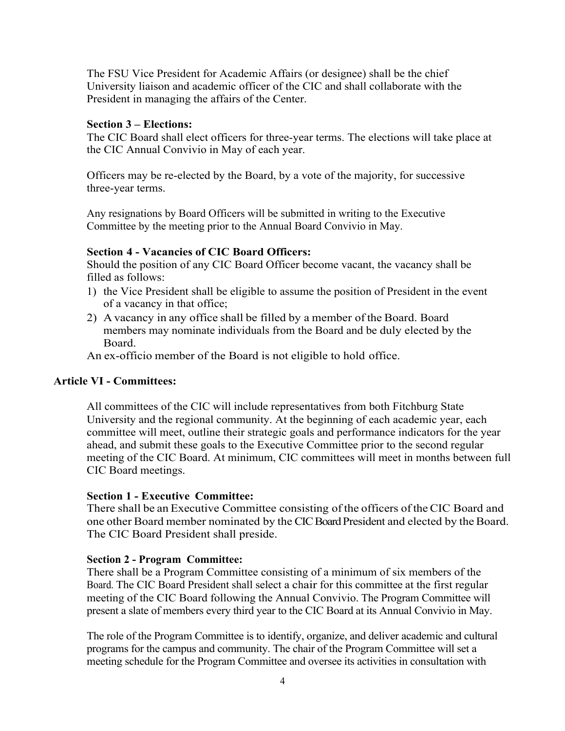The FSU Vice President for Academic Affairs (or designee) shall be the chief University liaison and academic officer of the CIC and shall collaborate with the President in managing the affairs of the Center.

**Section 3 – Elections:**

The CIC Board shall elect officers for three-year terms. The elections will take place at the CIC Annual Convivio in May of each year.

Officers may be re-elected by the Board, by a vote of the majority, for successive three-year terms.

Any resignations by Board Officers will be submitted in writing to the Executive Committee by the meeting prior to the Annual Board Convivio in May.

**Section 4 - Vacancies of CIC Board Officers:**

Should the position of any CIC Board Officer become vacant, the vacancy shall be filled as follows:

1) the Vice President shall be eligible to assume the position of President in the event of a vacancy in that office;
2) A vacancy in any office shall be filled by a member of the Board. Board members may nominate individuals from the Board and be duly elected by the Board.

An ex-officio member of the Board is not eligible to hold office.

## Article VI - Committees:

All committees of the CIC will include representatives from both Fitchburg State University and the regional community. At the beginning of each academic year, each committee will meet, outline their strategic goals and performance indicators for the year ahead, and submit these goals to the Executive Committee prior to the second regular meeting of the CIC Board. At minimum, CIC committees will meet in months between full CIC Board meetings.

**Section 1 - Executive Committee:**

There shall be an Executive Committee consisting of the officers of the CIC Board and one other Board member nominated by the CIC Board President and elected by the Board. The CIC Board President shall preside.

**Section 2 - Program Committee:**

There shall be a Program Committee consisting of a minimum of six members of the Board. The CIC Board President shall select a chair for this committee at the first regular meeting of the CIC Board following the Annual Convivio. The Program Committee will present a slate of members every third year to the CIC Board at its Annual Convivio in May.

The role of the Program Committee is to identify, organize, and deliver academic and cultural programs for the campus and community. The chair of the Program Committee will set a meeting schedule for the Program Committee and oversee its activities in consultation with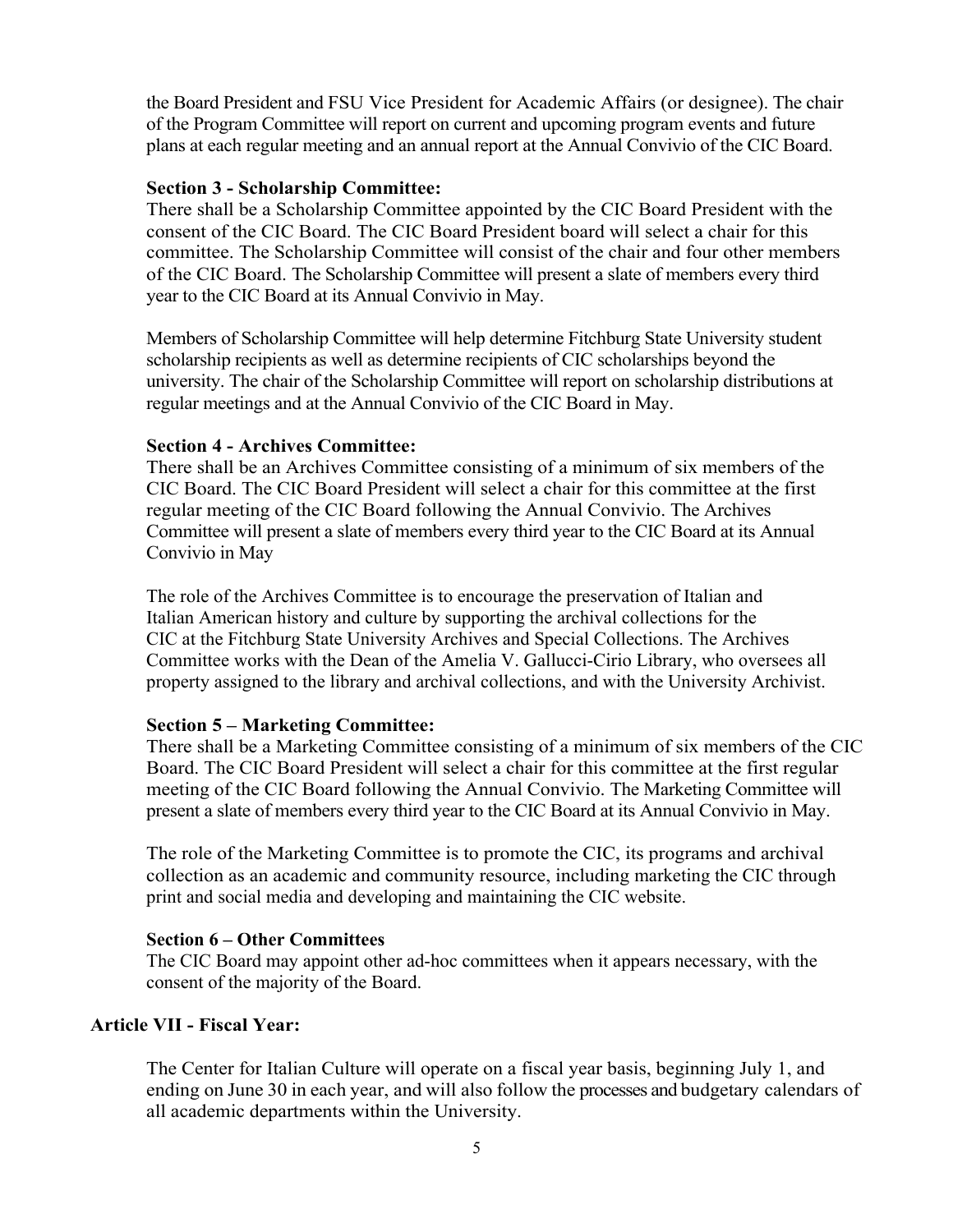the Board President and FSU Vice President for Academic Affairs (or designee). The chair of the Program Committee will report on current and upcoming program events and future plans at each regular meeting and an annual report at the Annual Convivio of the CIC Board.

**Section 3 - Scholarship Committee:**

There shall be a Scholarship Committee appointed by the CIC Board President with the consent of the CIC Board. The CIC Board President board will select a chair for this committee. The Scholarship Committee will consist of the chair and four other members of the CIC Board. The Scholarship Committee will present a slate of members every third year to the CIC Board at its Annual Convivio in May.

Members of Scholarship Committee will help determine Fitchburg State University student scholarship recipients as well as determine recipients of CIC scholarships beyond the university. The chair of the Scholarship Committee will report on scholarship distributions at regular meetings and at the Annual Convivio of the CIC Board in May.

**Section 4 - Archives Committee:**

There shall be an Archives Committee consisting of a minimum of six members of the CIC Board. The CIC Board President will select a chair for this committee at the first regular meeting of the CIC Board following the Annual Convivio. The Archives Committee will present a slate of members every third year to the CIC Board at its Annual Convivio in May

The role of the Archives Committee is to encourage the preservation of Italian and Italian American history and culture by supporting the archival collections for the CIC at the Fitchburg State University Archives and Special Collections. The Archives Committee works with the Dean of the Amelia V. Gallucci-Cirio Library, who oversees all property assigned to the library and archival collections, and with the University Archivist.

**Section 5 – Marketing Committee:**

There shall be a Marketing Committee consisting of a minimum of six members of the CIC Board. The CIC Board President will select a chair for this committee at the first regular meeting of the CIC Board following the Annual Convivio. The Marketing Committee will present a slate of members every third year to the CIC Board at its Annual Convivio in May.

The role of the Marketing Committee is to promote the CIC, its programs and archival collection as an academic and community resource, including marketing the CIC through print and social media and developing and maintaining the CIC website.

**Section 6 – Other Committees**

The CIC Board may appoint other ad-hoc committees when it appears necessary, with the consent of the majority of the Board.

## Article VII - Fiscal Year:

The Center for Italian Culture will operate on a fiscal year basis, beginning July 1, and ending on June 30 in each year, and will also follow the processes and budgetary calendars of all academic departments within the University.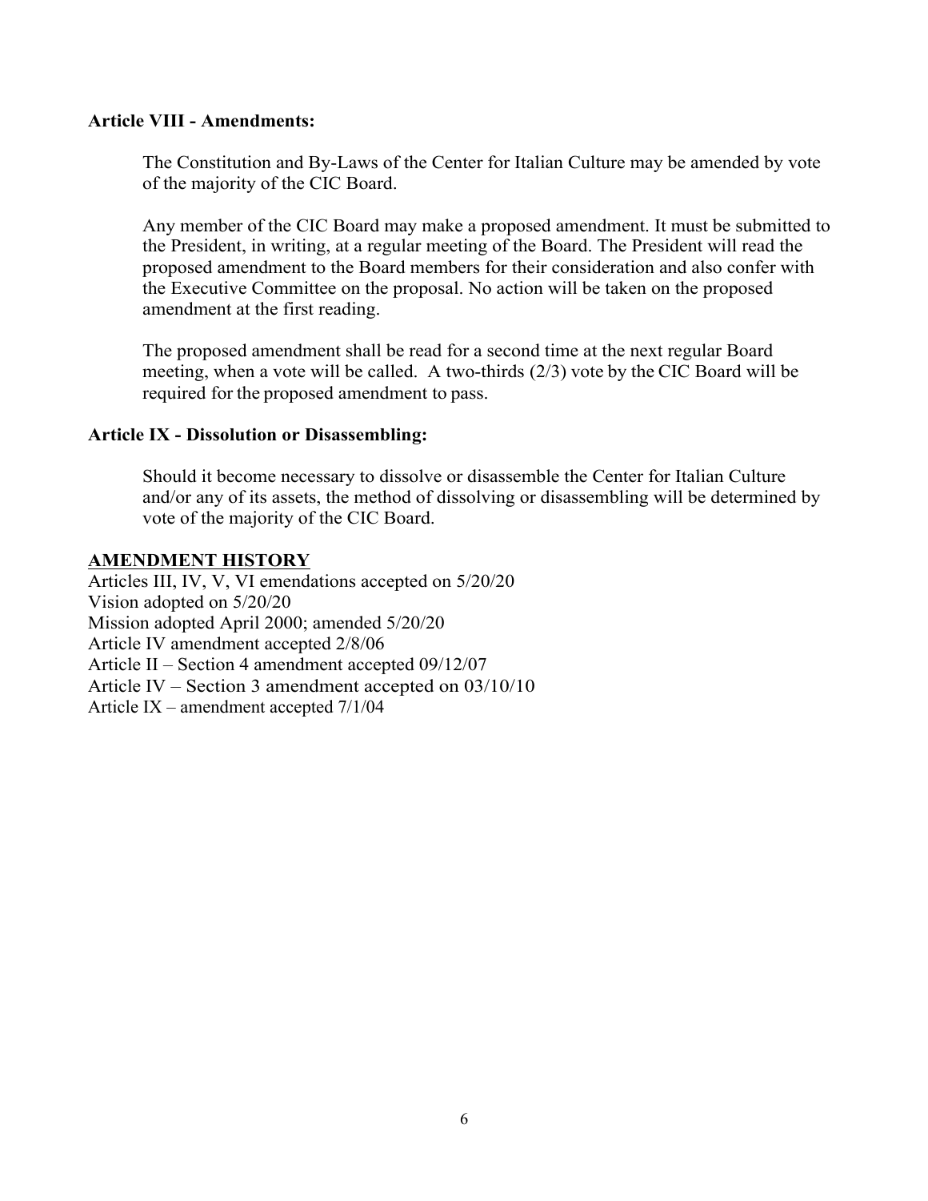**Article VIII - Amendments:**

The Constitution and By-Laws of the Center for Italian Culture may be amended by vote of the majority of the CIC Board.

Any member of the CIC Board may make a proposed amendment. It must be submitted to the President, in writing, at a regular meeting of the Board. The President will read the proposed amendment to the Board members for their consideration and also confer with the Executive Committee on the proposal. No action will be taken on the proposed amendment at the first reading.

The proposed amendment shall be read for a second time at the next regular Board meeting, when a vote will be called. A two-thirds (2/3) vote by the CIC Board will be required for the proposed amendment to pass.

**Article IX - Dissolution or Disassembling:**

Should it become necessary to dissolve or disassemble the Center for Italian Culture and/or any of its assets, the method of dissolving or disassembling will be determined by vote of the majority of the CIC Board.

**AMENDMENT HISTORY**

Articles III, IV, V, VI emendations accepted on 5/20/20
Vision adopted on 5/20/20
Mission adopted April 2000; amended 5/20/20
Article IV amendment accepted 2/8/06
Article II – Section 4 amendment accepted 09/12/07
Article IV – Section 3 amendment accepted on 03/10/10
Article IX – amendment accepted 7/1/04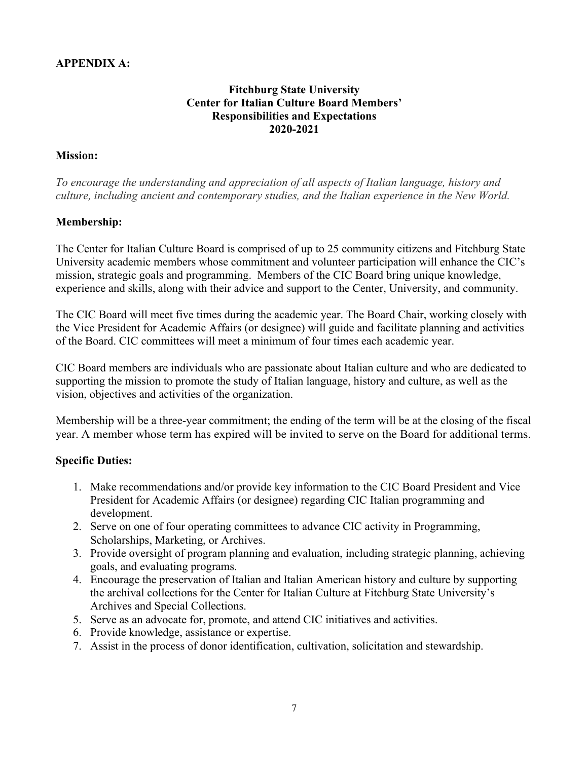**APPENDIX A:**

## Fitchburg State University
## Center for Italian Culture Board Members' Responsibilities and Expectations
## 2020-2021

**Mission:**

*To encourage the understanding and appreciation of all aspects of Italian language, history and culture, including ancient and contemporary studies, and the Italian experience in the New World.*

**Membership:**

The Center for Italian Culture Board is comprised of up to 25 community citizens and Fitchburg State University academic members whose commitment and volunteer participation will enhance the CIC's mission, strategic goals and programming. Members of the CIC Board bring unique knowledge, experience and skills, along with their advice and support to the Center, University, and community.

The CIC Board will meet five times during the academic year. The Board Chair, working closely with the Vice President for Academic Affairs (or designee) will guide and facilitate planning and activities of the Board. CIC committees will meet a minimum of four times each academic year.

CIC Board members are individuals who are passionate about Italian culture and who are dedicated to supporting the mission to promote the study of Italian language, history and culture, as well as the vision, objectives and activities of the organization.

Membership will be a three-year commitment; the ending of the term will be at the closing of the fiscal year. A member whose term has expired will be invited to serve on the Board for additional terms.

**Specific Duties:**

1. Make recommendations and/or provide key information to the CIC Board President and Vice President for Academic Affairs (or designee) regarding CIC Italian programming and development.
2. Serve on one of four operating committees to advance CIC activity in Programming, Scholarships, Marketing, or Archives.
3. Provide oversight of program planning and evaluation, including strategic planning, achieving goals, and evaluating programs.
4. Encourage the preservation of Italian and Italian American history and culture by supporting the archival collections for the Center for Italian Culture at Fitchburg State University's Archives and Special Collections.
5. Serve as an advocate for, promote, and attend CIC initiatives and activities.
6. Provide knowledge, assistance or expertise.
7. Assist in the process of donor identification, cultivation, solicitation and stewardship.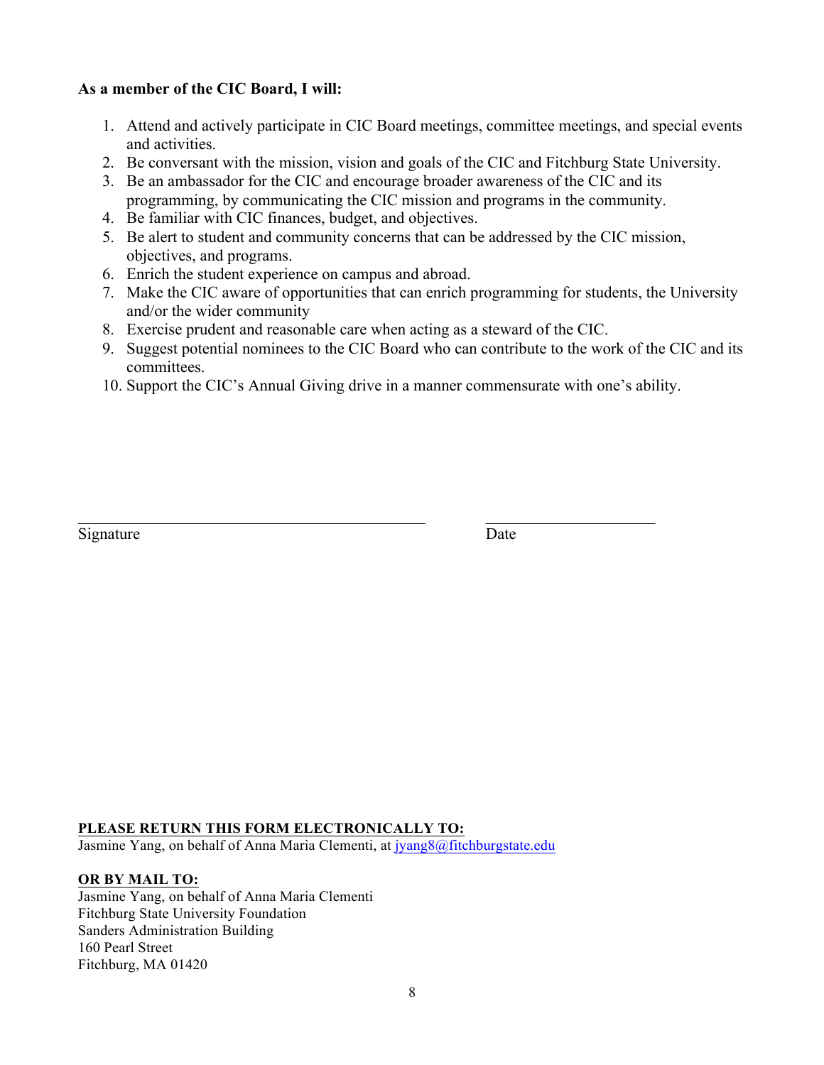**As a member of the CIC Board, I will:**

1. Attend and actively participate in CIC Board meetings, committee meetings, and special events and activities.
2. Be conversant with the mission, vision and goals of the CIC and Fitchburg State University.
3. Be an ambassador for the CIC and encourage broader awareness of the CIC and its programming, by communicating the CIC mission and programs in the community.
4. Be familiar with CIC finances, budget, and objectives.
5. Be alert to student and community concerns that can be addressed by the CIC mission, objectives, and programs.
6. Enrich the student experience on campus and abroad.
7. Make the CIC aware of opportunities that can enrich programming for students, the University and/or the wider community
8. Exercise prudent and reasonable care when acting as a steward of the CIC.
9. Suggest potential nominees to the CIC Board who can contribute to the work of the CIC and its committees.
10. Support the CIC's Annual Giving drive in a manner commensurate with one's ability.

\_\_\_\_\_\_\_\_\_\_\_\_\_\_\_\_\_\_\_\_\_\_\_\_\_\_\_\_\_\_\_\_\_\_\_\_\_\_\_\_ \_\_\_\_\_\_\_\_\_\_\_\_\_\_\_\_\_\_\_\_

Signature Date

**PLEASE RETURN THIS FORM ELECTRONICALLY TO:**
Jasmine Yang, on behalf of Anna Maria Clementi, at jyang8@fitchburgstate.edu

**OR BY MAIL TO:**
Jasmine Yang, on behalf of Anna Maria Clementi
Fitchburg State University Foundation
Sanders Administration Building
160 Pearl Street
Fitchburg, MA 01420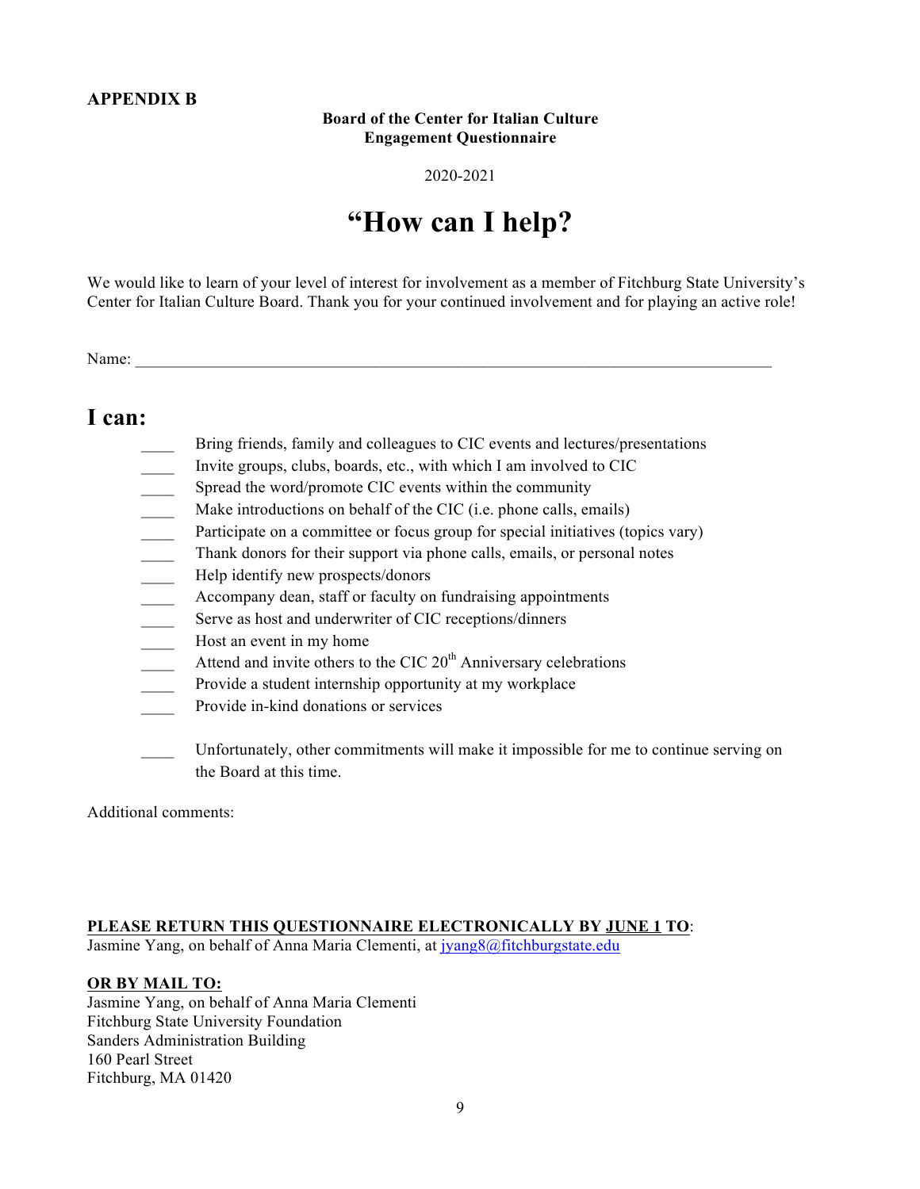**APPENDIX B**

**Board of the Center for Italian Culture**
**Engagement Questionnaire**

2020-2021

# "How can I help?"

We would like to learn of your level of interest for involvement as a member of Fitchburg State University's Center for Italian Culture Board. Thank you for your continued involvement and for playing an active role!

Name: ________________________________________________________________________

## I can:

____ Bring friends, family and colleagues to CIC events and lectures/presentations
____ Invite groups, clubs, boards, etc., with which I am involved to CIC
____ Spread the word/promote CIC events within the community
____ Make introductions on behalf of the CIC (i.e. phone calls, emails)
____ Participate on a committee or focus group for special initiatives (topics vary)
____ Thank donors for their support via phone calls, emails, or personal notes
____ Help identify new prospects/donors
____ Accompany dean, staff or faculty on fundraising appointments
____ Serve as host and underwriter of CIC receptions/dinners
____ Host an event in my home
____ Attend and invite others to the CIC 20th Anniversary celebrations
____ Provide a student internship opportunity at my workplace
____ Provide in-kind donations or services

____ Unfortunately, other commitments will make it impossible for me to continue serving on the Board at this time.

Additional comments:

**PLEASE RETURN THIS QUESTIONNAIRE ELECTRONICALLY BY JUNE 1 TO**:
Jasmine Yang, on behalf of Anna Maria Clementi, at jyang8@fitchburgstate.edu

**OR BY MAIL TO:**
Jasmine Yang, on behalf of Anna Maria Clementi
Fitchburg State University Foundation
Sanders Administration Building
160 Pearl Street
Fitchburg, MA 01420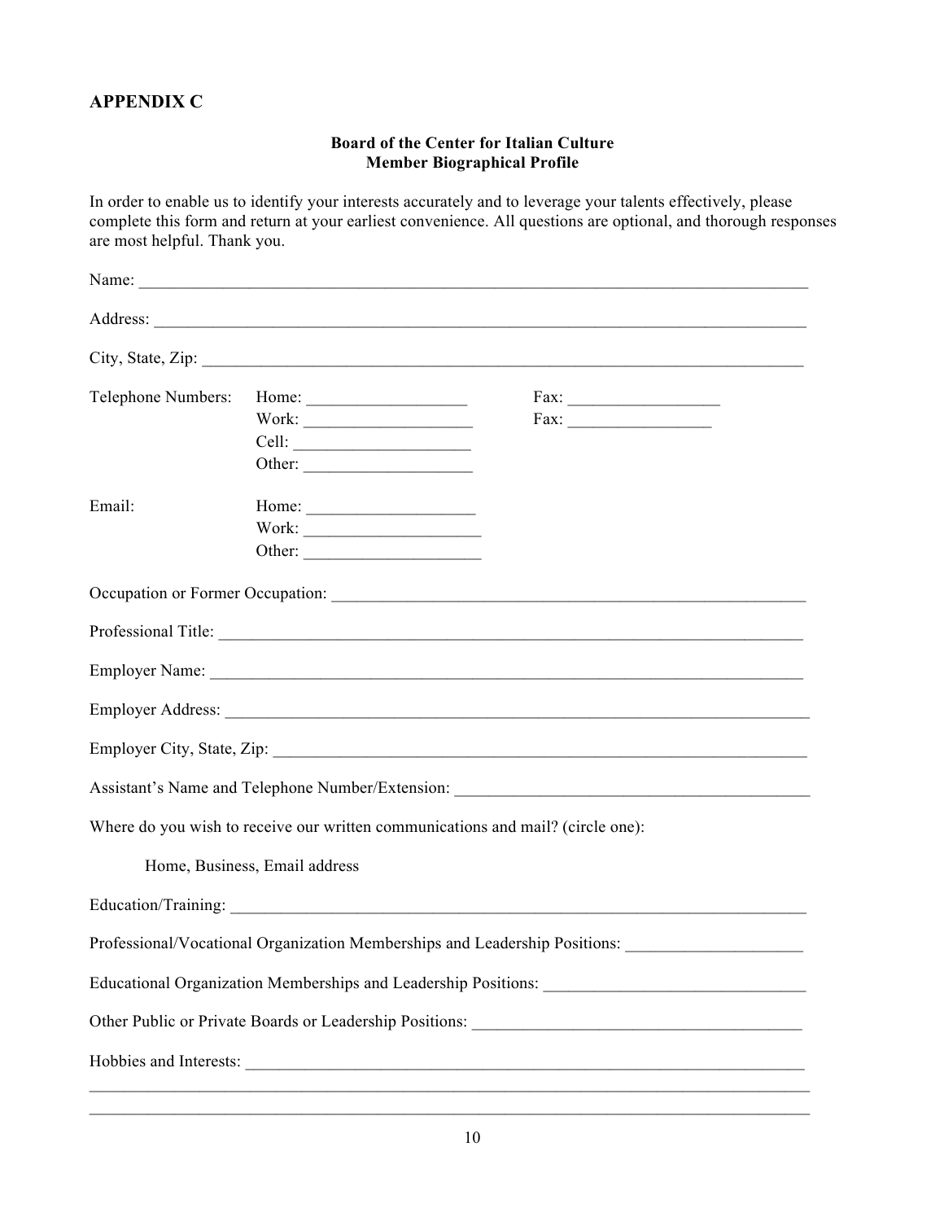## APPENDIX C

**Board of the Center for Italian Culture**
**Member Biographical Profile**

In order to enable us to identify your interests accurately and to leverage your talents effectively, please complete this form and return at your earliest convenience. All questions are optional, and thorough responses are most helpful. Thank you.

Name: ___________________________________________________________________________

Address: _________________________________________________________________________

City, State, Zip: ____________________________________________________________________

Telephone Numbers: Home: ___________________ Fax: __________________
Work: ____________________ Fax: _________________
Cell: _____________________
Other: ____________________

Email: Home: ____________________
Work: _____________________
Other: _____________________

Occupation or Former Occupation: ______________________________________________________

Professional Title: _________________________________________________________________

Employer Name: ___________________________________________________________________

Employer Address: _________________________________________________________________

Employer City, State, Zip: ___________________________________________________________

Assistant's Name and Telephone Number/Extension: ________________________________________

Where do you wish to receive our written communications and mail? (circle one):

Home, Business, Email address

Education/Training: _________________________________________________________________

Professional/Vocational Organization Memberships and Leadership Positions: ____________________

Educational Organization Memberships and Leadership Positions: ______________________________

Other Public or Private Boards or Leadership Positions: ______________________________________

Hobbies and Interests: _______________________________________________________________
______________________________________________________________________________
______________________________________________________________________________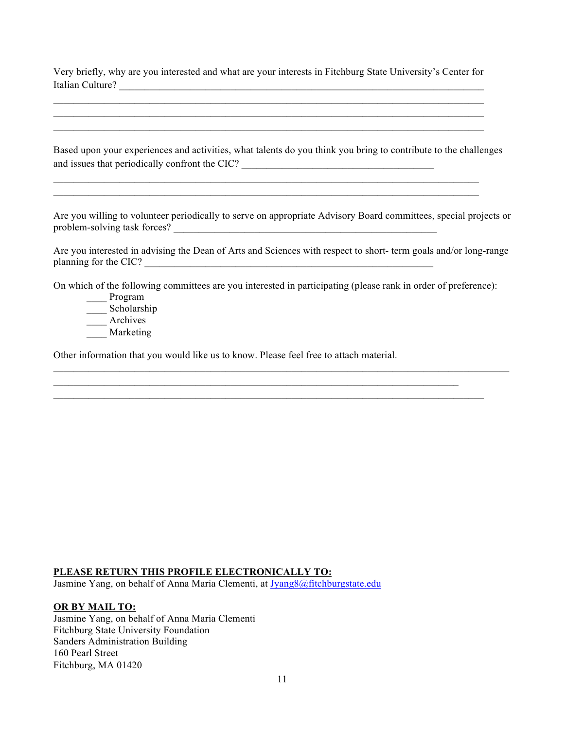Very briefly, why are you interested and what are your interests in Fitchburg State University's Center for Italian Culture? ___________________________________________________________________________
___________________________________________________________________________________
___________________________________________________________________________________
___________________________________________________________________________________

Based upon your experiences and activities, what talents do you think you bring to contribute to the challenges and issues that periodically confront the CIC? ______________________________________
___________________________________________________________________________________
___________________________________________________________________________________

Are you willing to volunteer periodically to serve on appropriate Advisory Board committees, special projects or problem-solving task forces? ____________________________________________________

Are you interested in advising the Dean of Arts and Sciences with respect to short- term goals and/or long-range planning for the CIC? _________________________________________________________

On which of the following committees are you interested in participating (please rank in order of preference):

____ Program
____ Scholarship
____ Archives
____ Marketing

Other information that you would like us to know. Please feel free to attach material.
___________________________________________________________________________________
___________________________________________________________________________________
___________________________________________________________________________________

**PLEASE RETURN THIS PROFILE ELECTRONICALLY TO:**
Jasmine Yang, on behalf of Anna Maria Clementi, at Jyang8@fitchburgstate.edu

**OR BY MAIL TO:**
Jasmine Yang, on behalf of Anna Maria Clementi
Fitchburg State University Foundation
Sanders Administration Building
160 Pearl Street
Fitchburg, MA 01420